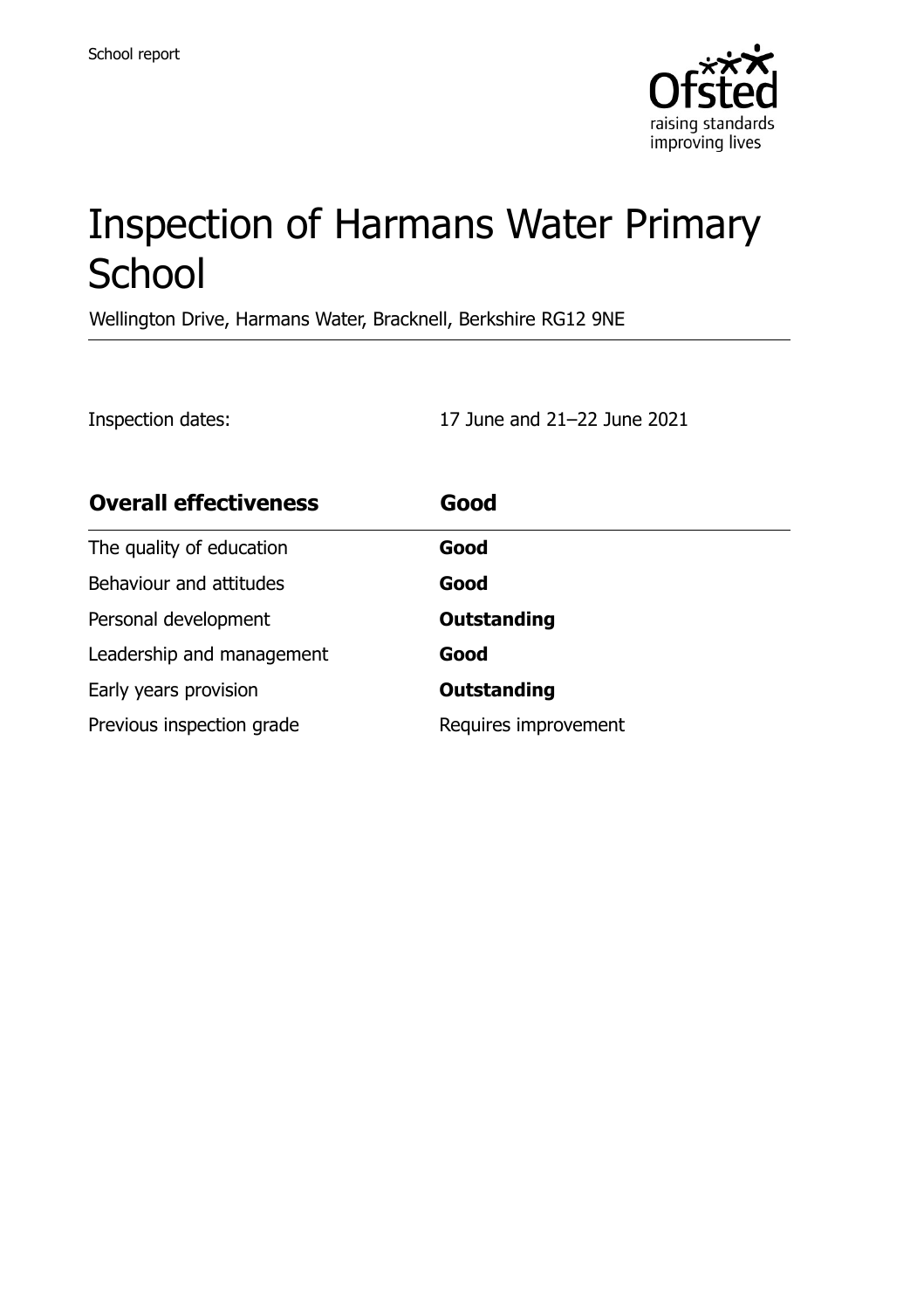School report

# Inspection of Harmans Water Primary School

Wellington Drive, Harmans Water, Bracknell, Berkshire RG12 9NE

Inspection dates: 17 June and 21–22 June 2021

| **Overall effectiveness** | **Good** |
| --- | --- |
| The quality of education | **Good** |
| Behaviour and attitudes | **Good** |
| Personal development | **Outstanding** |
| Leadership and management | **Good** |
| Early years provision | **Outstanding** |
| Previous inspection grade | Requires improvement |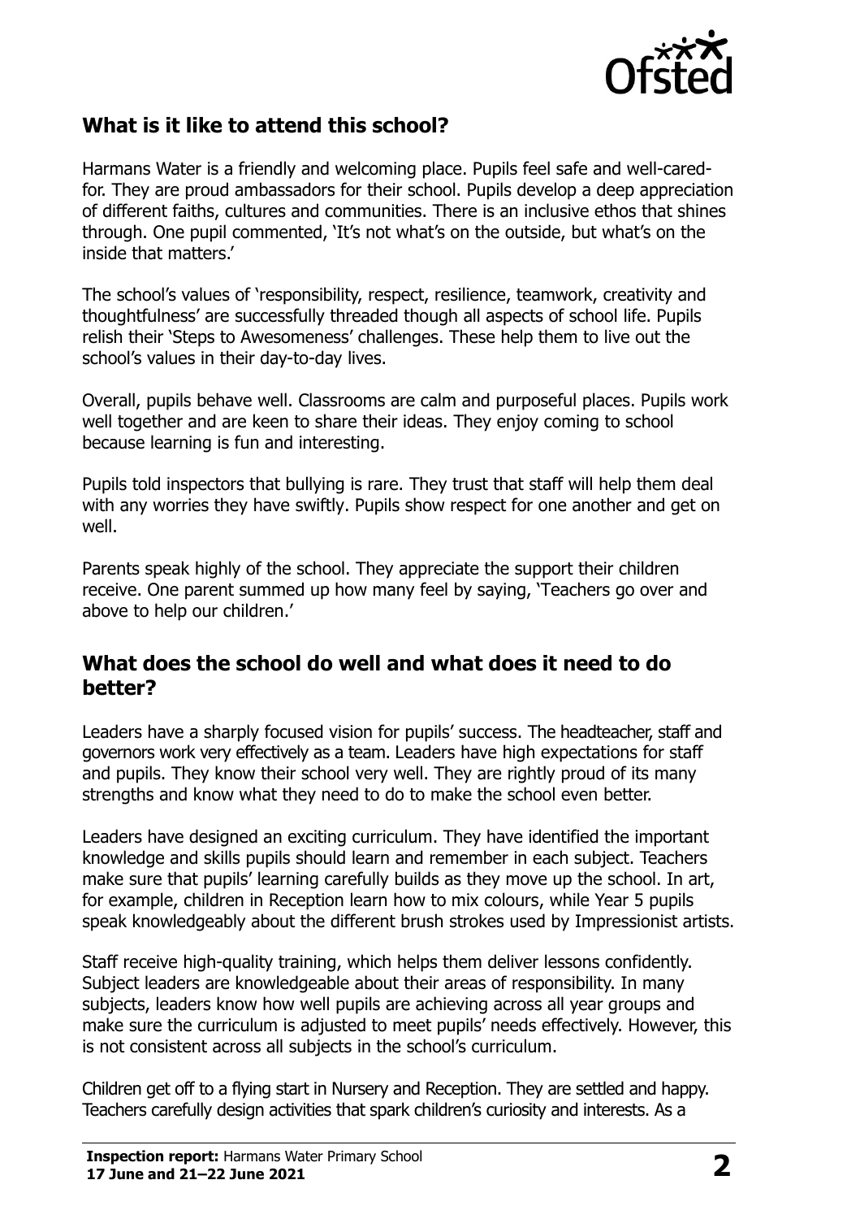## What is it like to attend this school?

Harmans Water is a friendly and welcoming place. Pupils feel safe and well-cared-for. They are proud ambassadors for their school. Pupils develop a deep appreciation of different faiths, cultures and communities. There is an inclusive ethos that shines through. One pupil commented, 'It's not what's on the outside, but what's on the inside that matters.'

The school's values of 'responsibility, respect, resilience, teamwork, creativity and thoughtfulness' are successfully threaded though all aspects of school life. Pupils relish their 'Steps to Awesomeness' challenges. These help them to live out the school's values in their day-to-day lives.

Overall, pupils behave well. Classrooms are calm and purposeful places. Pupils work well together and are keen to share their ideas. They enjoy coming to school because learning is fun and interesting.

Pupils told inspectors that bullying is rare. They trust that staff will help them deal with any worries they have swiftly. Pupils show respect for one another and get on well.

Parents speak highly of the school. They appreciate the support their children receive. One parent summed up how many feel by saying, 'Teachers go over and above to help our children.'

## What does the school do well and what does it need to do better?

Leaders have a sharply focused vision for pupils' success. The headteacher, staff and governors work very effectively as a team. Leaders have high expectations for staff and pupils. They know their school very well. They are rightly proud of its many strengths and know what they need to do to make the school even better.

Leaders have designed an exciting curriculum. They have identified the important knowledge and skills pupils should learn and remember in each subject. Teachers make sure that pupils' learning carefully builds as they move up the school. In art, for example, children in Reception learn how to mix colours, while Year 5 pupils speak knowledgeably about the different brush strokes used by Impressionist artists.

Staff receive high-quality training, which helps them deliver lessons confidently. Subject leaders are knowledgeable about their areas of responsibility. In many subjects, leaders know how well pupils are achieving across all year groups and make sure the curriculum is adjusted to meet pupils' needs effectively. However, this is not consistent across all subjects in the school's curriculum.

Children get off to a flying start in Nursery and Reception. They are settled and happy. Teachers carefully design activities that spark children's curiosity and interests. As a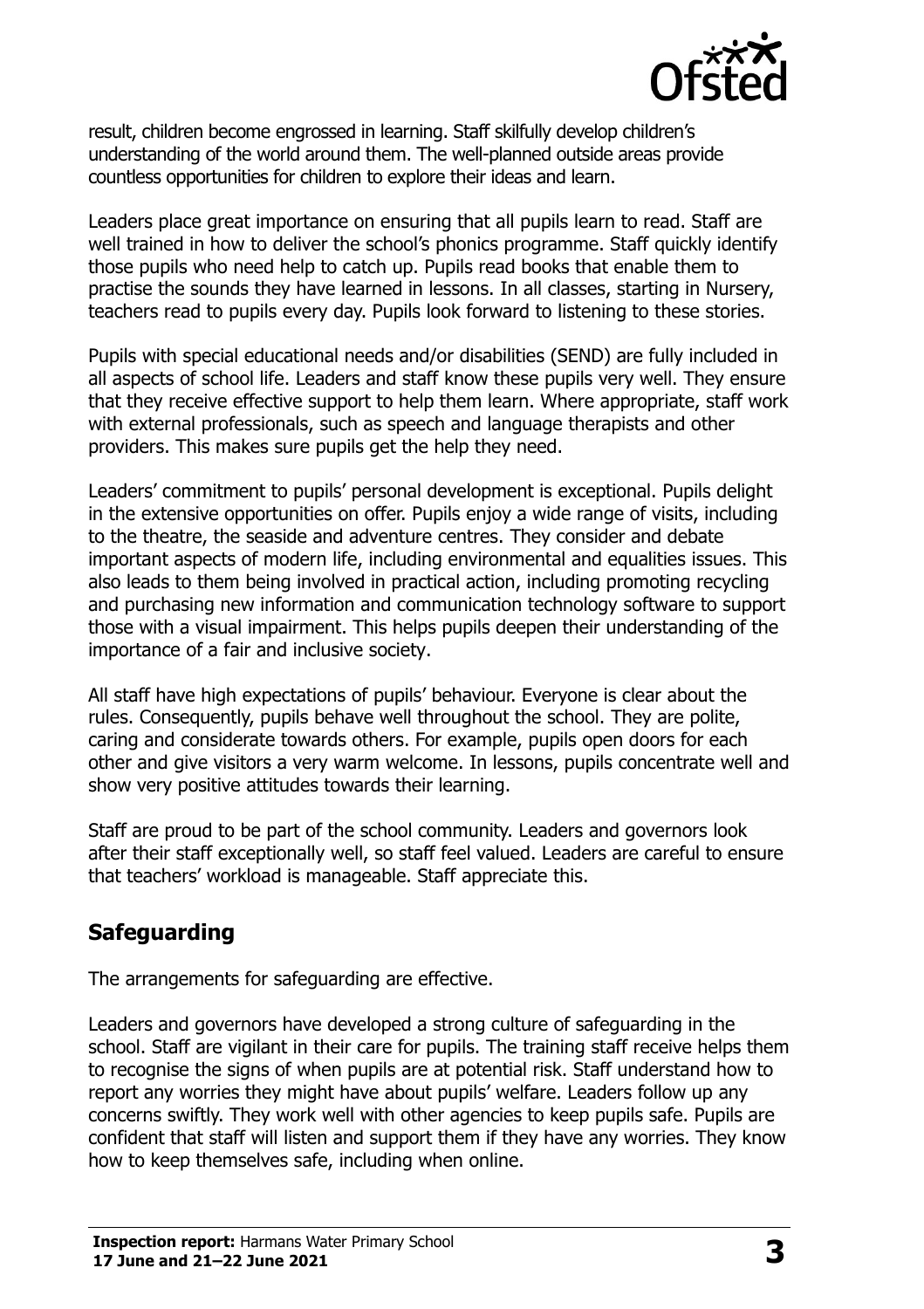result, children become engrossed in learning. Staff skilfully develop children's understanding of the world around them. The well-planned outside areas provide countless opportunities for children to explore their ideas and learn.

Leaders place great importance on ensuring that all pupils learn to read. Staff are well trained in how to deliver the school's phonics programme. Staff quickly identify those pupils who need help to catch up. Pupils read books that enable them to practise the sounds they have learned in lessons. In all classes, starting in Nursery, teachers read to pupils every day. Pupils look forward to listening to these stories.

Pupils with special educational needs and/or disabilities (SEND) are fully included in all aspects of school life. Leaders and staff know these pupils very well. They ensure that they receive effective support to help them learn. Where appropriate, staff work with external professionals, such as speech and language therapists and other providers. This makes sure pupils get the help they need.

Leaders' commitment to pupils' personal development is exceptional. Pupils delight in the extensive opportunities on offer. Pupils enjoy a wide range of visits, including to the theatre, the seaside and adventure centres. They consider and debate important aspects of modern life, including environmental and equalities issues. This also leads to them being involved in practical action, including promoting recycling and purchasing new information and communication technology software to support those with a visual impairment. This helps pupils deepen their understanding of the importance of a fair and inclusive society.

All staff have high expectations of pupils' behaviour. Everyone is clear about the rules. Consequently, pupils behave well throughout the school. They are polite, caring and considerate towards others. For example, pupils open doors for each other and give visitors a very warm welcome. In lessons, pupils concentrate well and show very positive attitudes towards their learning.

Staff are proud to be part of the school community. Leaders and governors look after their staff exceptionally well, so staff feel valued. Leaders are careful to ensure that teachers' workload is manageable. Staff appreciate this.

## Safeguarding

The arrangements for safeguarding are effective.

Leaders and governors have developed a strong culture of safeguarding in the school. Staff are vigilant in their care for pupils. The training staff receive helps them to recognise the signs of when pupils are at potential risk. Staff understand how to report any worries they might have about pupils' welfare. Leaders follow up any concerns swiftly. They work well with other agencies to keep pupils safe. Pupils are confident that staff will listen and support them if they have any worries. They know how to keep themselves safe, including when online.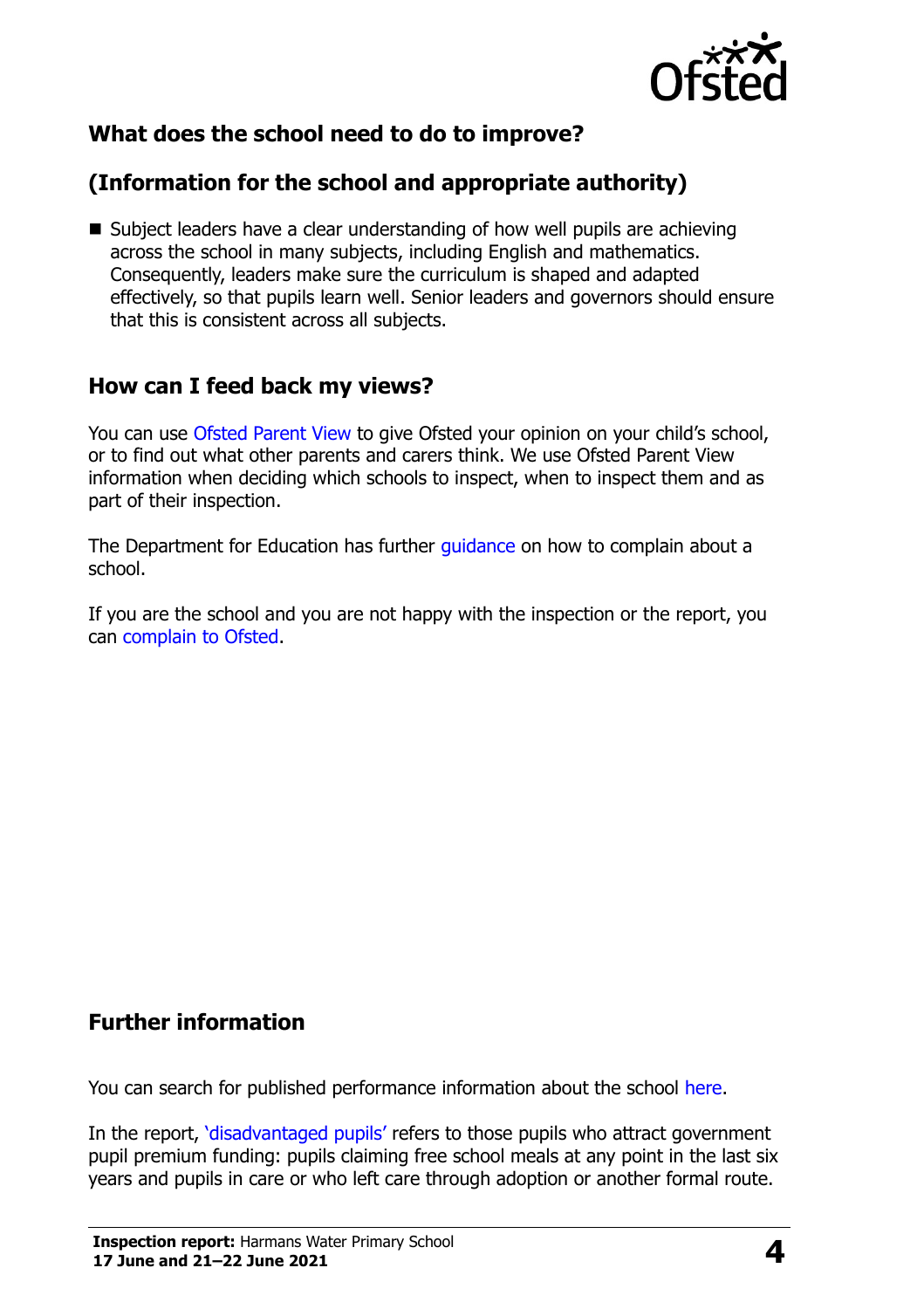## What does the school need to do to improve?

## (Information for the school and appropriate authority)

- Subject leaders have a clear understanding of how well pupils are achieving across the school in many subjects, including English and mathematics. Consequently, leaders make sure the curriculum is shaped and adapted effectively, so that pupils learn well. Senior leaders and governors should ensure that this is consistent across all subjects.

## How can I feed back my views?

You can use Ofsted Parent View to give Ofsted your opinion on your child's school, or to find out what other parents and carers think. We use Ofsted Parent View information when deciding which schools to inspect, when to inspect them and as part of their inspection.

The Department for Education has further guidance on how to complain about a school.

If you are the school and you are not happy with the inspection or the report, you can complain to Ofsted.

## Further information

You can search for published performance information about the school here.

In the report, 'disadvantaged pupils' refers to those pupils who attract government pupil premium funding: pupils claiming free school meals at any point in the last six years and pupils in care or who left care through adoption or another formal route.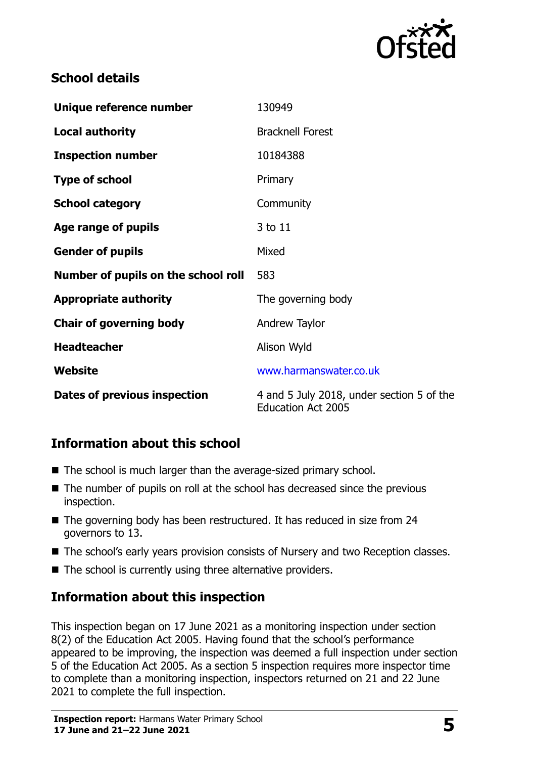## School details

| | |
|---|---|
| **Unique reference number** | 130949 |
| **Local authority** | Bracknell Forest |
| **Inspection number** | 10184388 |
| **Type of school** | Primary |
| **School category** | Community |
| **Age range of pupils** | 3 to 11 |
| **Gender of pupils** | Mixed |
| **Number of pupils on the school roll** | 583 |
| **Appropriate authority** | The governing body |
| **Chair of governing body** | Andrew Taylor |
| **Headteacher** | Alison Wyld |
| **Website** | www.harmanswater.co.uk |
| **Dates of previous inspection** | 4 and 5 July 2018, under section 5 of the Education Act 2005 |

## Information about this school

- The school is much larger than the average-sized primary school.
- The number of pupils on roll at the school has decreased since the previous inspection.
- The governing body has been restructured. It has reduced in size from 24 governors to 13.
- The school's early years provision consists of Nursery and two Reception classes.
- The school is currently using three alternative providers.

## Information about this inspection

This inspection began on 17 June 2021 as a monitoring inspection under section 8(2) of the Education Act 2005. Having found that the school's performance appeared to be improving, the inspection was deemed a full inspection under section 5 of the Education Act 2005. As a section 5 inspection requires more inspector time to complete than a monitoring inspection, inspectors returned on 21 and 22 June 2021 to complete the full inspection.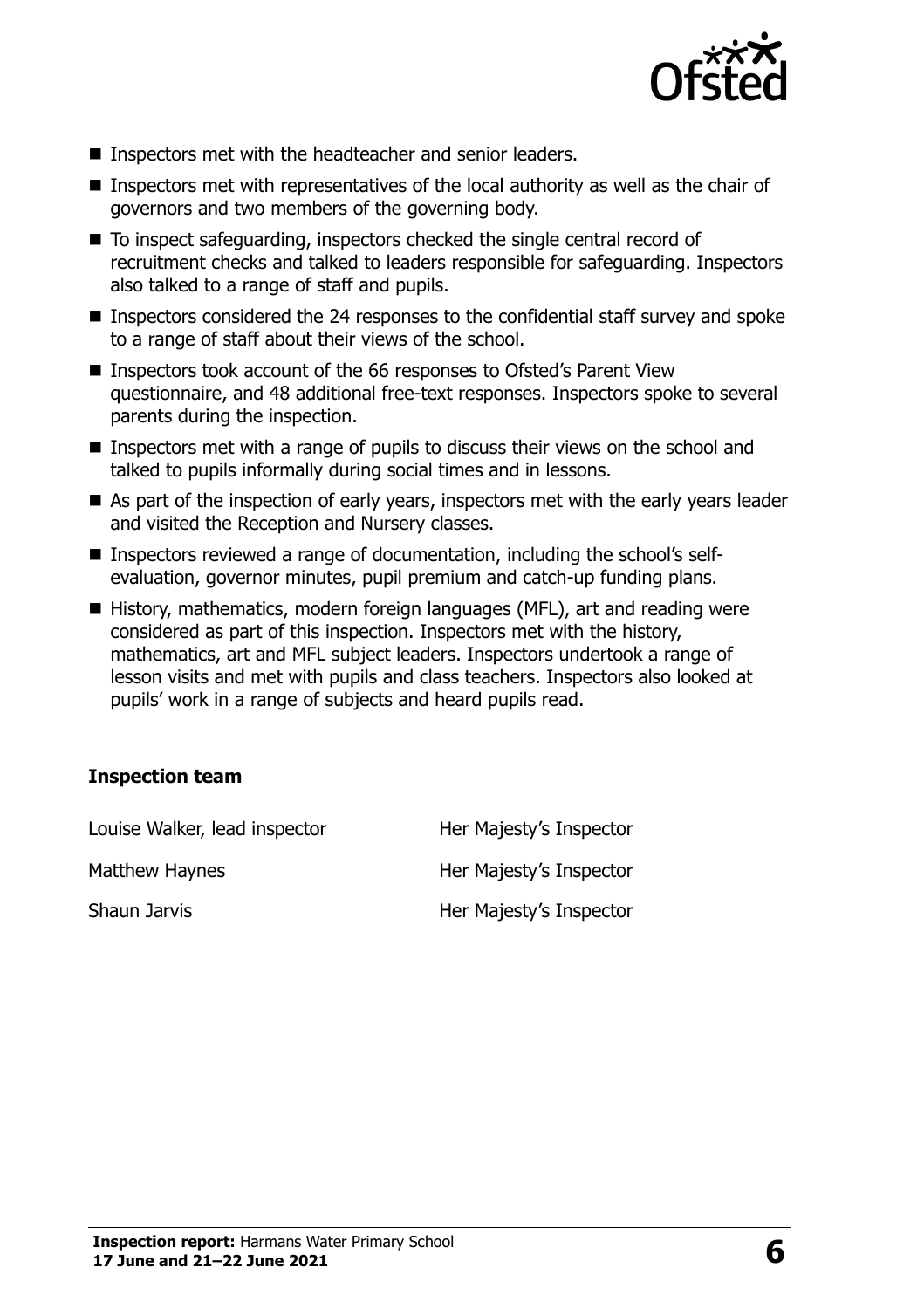- Inspectors met with the headteacher and senior leaders.
- Inspectors met with representatives of the local authority as well as the chair of governors and two members of the governing body.
- To inspect safeguarding, inspectors checked the single central record of recruitment checks and talked to leaders responsible for safeguarding. Inspectors also talked to a range of staff and pupils.
- Inspectors considered the 24 responses to the confidential staff survey and spoke to a range of staff about their views of the school.
- Inspectors took account of the 66 responses to Ofsted's Parent View questionnaire, and 48 additional free-text responses. Inspectors spoke to several parents during the inspection.
- Inspectors met with a range of pupils to discuss their views on the school and talked to pupils informally during social times and in lessons.
- As part of the inspection of early years, inspectors met with the early years leader and visited the Reception and Nursery classes.
- Inspectors reviewed a range of documentation, including the school's self-evaluation, governor minutes, pupil premium and catch-up funding plans.
- History, mathematics, modern foreign languages (MFL), art and reading were considered as part of this inspection. Inspectors met with the history, mathematics, art and MFL subject leaders. Inspectors undertook a range of lesson visits and met with pupils and class teachers. Inspectors also looked at pupils' work in a range of subjects and heard pupils read.

### Inspection team

| | |
|---|---|
| Louise Walker, lead inspector | Her Majesty's Inspector |
| Matthew Haynes | Her Majesty's Inspector |
| Shaun Jarvis | Her Majesty's Inspector |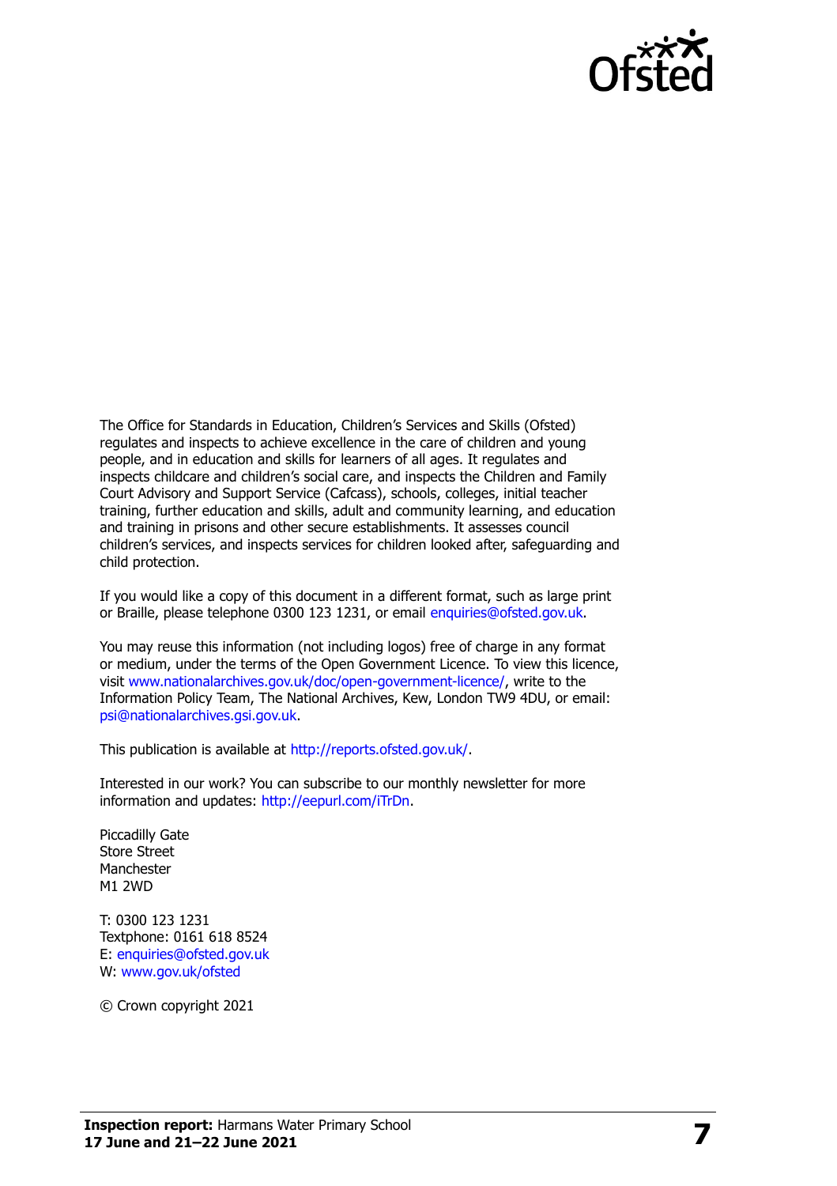The Office for Standards in Education, Children's Services and Skills (Ofsted) regulates and inspects to achieve excellence in the care of children and young people, and in education and skills for learners of all ages. It regulates and inspects childcare and children's social care, and inspects the Children and Family Court Advisory and Support Service (Cafcass), schools, colleges, initial teacher training, further education and skills, adult and community learning, and education and training in prisons and other secure establishments. It assesses council children's services, and inspects services for children looked after, safeguarding and child protection.

If you would like a copy of this document in a different format, such as large print or Braille, please telephone 0300 123 1231, or email enquiries@ofsted.gov.uk.

You may reuse this information (not including logos) free of charge in any format or medium, under the terms of the Open Government Licence. To view this licence, visit www.nationalarchives.gov.uk/doc/open-government-licence/, write to the Information Policy Team, The National Archives, Kew, London TW9 4DU, or email: psi@nationalarchives.gsi.gov.uk.

This publication is available at http://reports.ofsted.gov.uk/.

Interested in our work? You can subscribe to our monthly newsletter for more information and updates: http://eepurl.com/iTrDn.

Piccadilly Gate
Store Street
Manchester
M1 2WD

T: 0300 123 1231
Textphone: 0161 618 8524
E: enquiries@ofsted.gov.uk
W: www.gov.uk/ofsted

© Crown copyright 2021